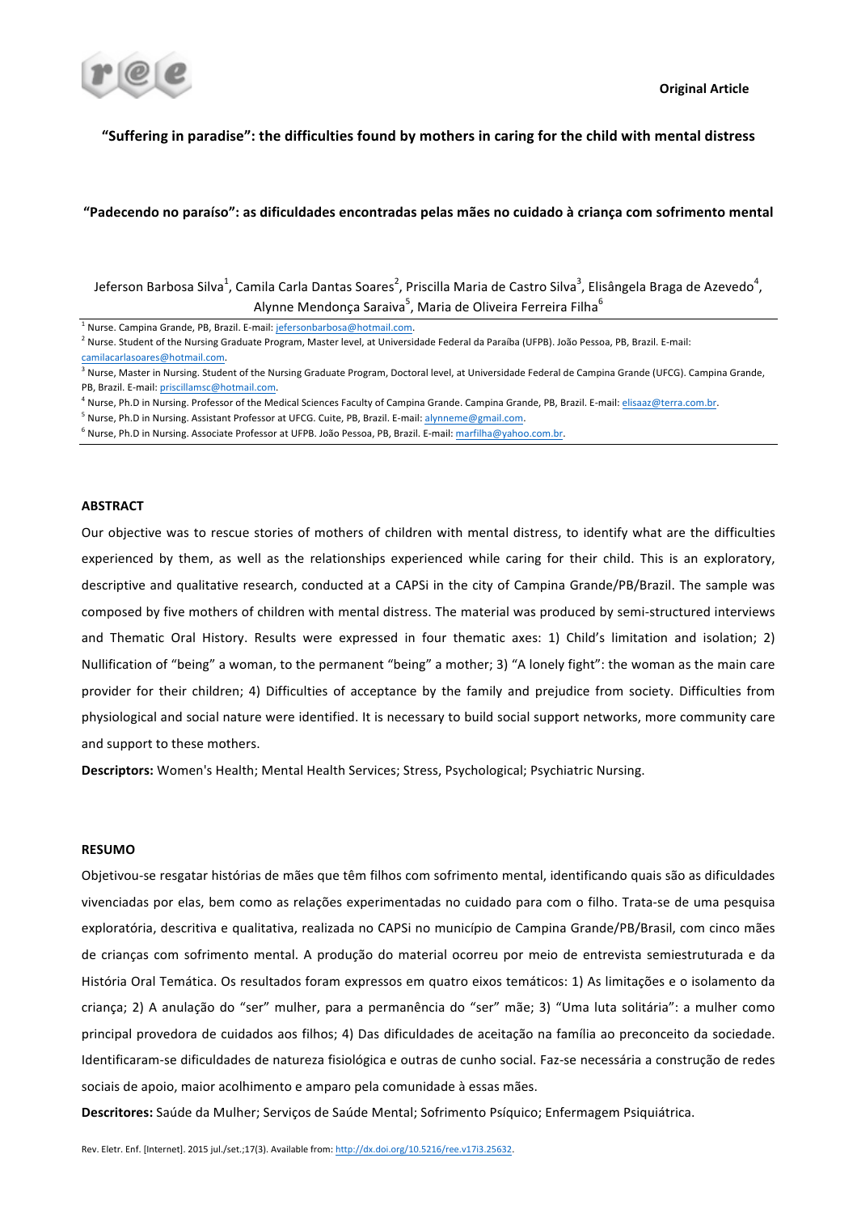Original Article

# "Suffering in paradise": the difficulties found by mothers in caring for the child with mental distress

## "Padecendo no paraíso": as dificuldades encontradas pelas mães no cuidado à criança com sofrimento mental

Jeferson Barbosa Silva[1], Camila Carla Dantas Soares[2], Priscilla Maria de Castro Silva[3], Elisângela Braga de Azevedo[4], Alynne Mendonça Saraiva[5], Maria de Oliveira Ferreira Filha[6]

[1] Nurse. Campina Grande, PB, Brazil. E-mail: jefersonbarbosa@hotmail.com.
[2] Nurse. Student of the Nursing Graduate Program, Master level, at Universidade Federal da Paraíba (UFPB). João Pessoa, PB, Brazil. E-mail: camilacarlasoares@hotmail.com.
[3] Nurse, Master in Nursing. Student of the Nursing Graduate Program, Doctoral level, at Universidade Federal de Campina Grande (UFCG). Campina Grande, PB, Brazil. E-mail: priscillamsc@hotmail.com.
[4] Nurse, Ph.D in Nursing. Professor of the Medical Sciences Faculty of Campina Grande. Campina Grande, PB, Brazil. E-mail: elisaaz@terra.com.br.
[5] Nurse, Ph.D in Nursing. Assistant Professor at UFCG. Cuite, PB, Brazil. E-mail: alynneme@gmail.com.
[6] Nurse, Ph.D in Nursing. Associate Professor at UFPB. João Pessoa, PB, Brazil. E-mail: marfilha@yahoo.com.br.

### ABSTRACT

Our objective was to rescue stories of mothers of children with mental distress, to identify what are the difficulties experienced by them, as well as the relationships experienced while caring for their child. This is an exploratory, descriptive and qualitative research, conducted at a CAPSi in the city of Campina Grande/PB/Brazil. The sample was composed by five mothers of children with mental distress. The material was produced by semi-structured interviews and Thematic Oral History. Results were expressed in four thematic axes: 1) Child's limitation and isolation; 2) Nullification of "being" a woman, to the permanent "being" a mother; 3) "A lonely fight": the woman as the main care provider for their children; 4) Difficulties of acceptance by the family and prejudice from society. Difficulties from physiological and social nature were identified. It is necessary to build social support networks, more community care and support to these mothers.

**Descriptors:** Women's Health; Mental Health Services; Stress, Psychological; Psychiatric Nursing.

### RESUMO

Objetivou-se resgatar histórias de mães que têm filhos com sofrimento mental, identificando quais são as dificuldades vivenciadas por elas, bem como as relações experimentadas no cuidado para com o filho. Trata-se de uma pesquisa exploratória, descritiva e qualitativa, realizada no CAPSi no município de Campina Grande/PB/Brasil, com cinco mães de crianças com sofrimento mental. A produção do material ocorreu por meio de entrevista semiestruturada e da História Oral Temática. Os resultados foram expressos em quatro eixos temáticos: 1) As limitações e o isolamento da criança; 2) A anulação do "ser" mulher, para a permanência do "ser" mãe; 3) "Uma luta solitária": a mulher como principal provedora de cuidados aos filhos; 4) Das dificuldades de aceitação na família ao preconceito da sociedade. Identificaram-se dificuldades de natureza fisiológica e outras de cunho social. Faz-se necessária a construção de redes sociais de apoio, maior acolhimento e amparo pela comunidade à essas mães.

**Descritores:** Saúde da Mulher; Serviços de Saúde Mental; Sofrimento Psíquico; Enfermagem Psiquiátrica.

Rev. Eletr. Enf. [Internet]. 2015 jul./set.;17(3). Available from: http://dx.doi.org/10.5216/ree.v17i3.25632.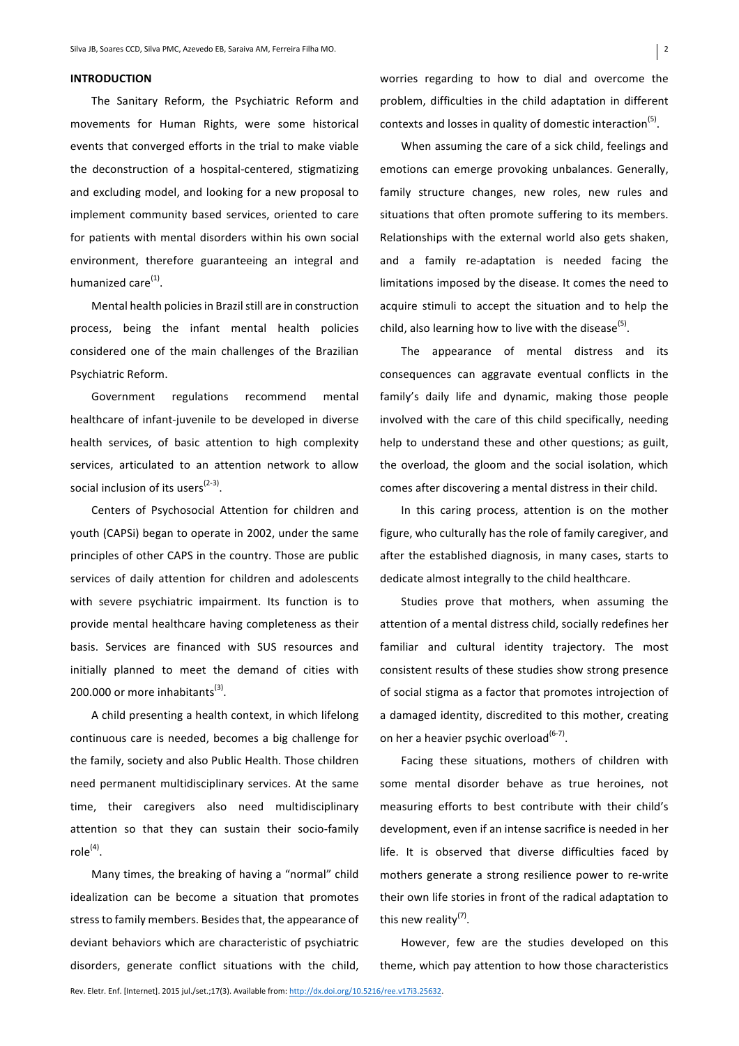## INTRODUCTION

The Sanitary Reform, the Psychiatric Reform and movements for Human Rights, were some historical events that converged efforts in the trial to make viable the deconstruction of a hospital-centered, stigmatizing and excluding model, and looking for a new proposal to implement community based services, oriented to care for patients with mental disorders within his own social environment, therefore guaranteeing an integral and humanized care[1].

Mental health policies in Brazil still are in construction process, being the infant mental health policies considered one of the main challenges of the Brazilian Psychiatric Reform.

Government regulations recommend mental healthcare of infant-juvenile to be developed in diverse health services, of basic attention to high complexity services, articulated to an attention network to allow social inclusion of its users[2-3].

Centers of Psychosocial Attention for children and youth (CAPSi) began to operate in 2002, under the same principles of other CAPS in the country. Those are public services of daily attention for children and adolescents with severe psychiatric impairment. Its function is to provide mental healthcare having completeness as their basis. Services are financed with SUS resources and initially planned to meet the demand of cities with 200.000 or more inhabitants[3].

A child presenting a health context, in which lifelong continuous care is needed, becomes a big challenge for the family, society and also Public Health. Those children need permanent multidisciplinary services. At the same time, their caregivers also need multidisciplinary attention so that they can sustain their socio-family role[4].

Many times, the breaking of having a "normal" child idealization can be become a situation that promotes stress to family members. Besides that, the appearance of deviant behaviors which are characteristic of psychiatric disorders, generate conflict situations with the child, worries regarding to how to dial and overcome the problem, difficulties in the child adaptation in different contexts and losses in quality of domestic interaction[5].

When assuming the care of a sick child, feelings and emotions can emerge provoking unbalances. Generally, family structure changes, new roles, new rules and situations that often promote suffering to its members. Relationships with the external world also gets shaken, and a family re-adaptation is needed facing the limitations imposed by the disease. It comes the need to acquire stimuli to accept the situation and to help the child, also learning how to live with the disease[5].

The appearance of mental distress and its consequences can aggravate eventual conflicts in the family's daily life and dynamic, making those people involved with the care of this child specifically, needing help to understand these and other questions; as guilt, the overload, the gloom and the social isolation, which comes after discovering a mental distress in their child.

In this caring process, attention is on the mother figure, who culturally has the role of family caregiver, and after the established diagnosis, in many cases, starts to dedicate almost integrally to the child healthcare.

Studies prove that mothers, when assuming the attention of a mental distress child, socially redefines her familiar and cultural identity trajectory. The most consistent results of these studies show strong presence of social stigma as a factor that promotes introjection of a damaged identity, discredited to this mother, creating on her a heavier psychic overload[6-7].

Facing these situations, mothers of children with some mental disorder behave as true heroines, not measuring efforts to best contribute with their child's development, even if an intense sacrifice is needed in her life. It is observed that diverse difficulties faced by mothers generate a strong resilience power to re-write their own life stories in front of the radical adaptation to this new reality[7].

However, few are the studies developed on this theme, which pay attention to how those characteristics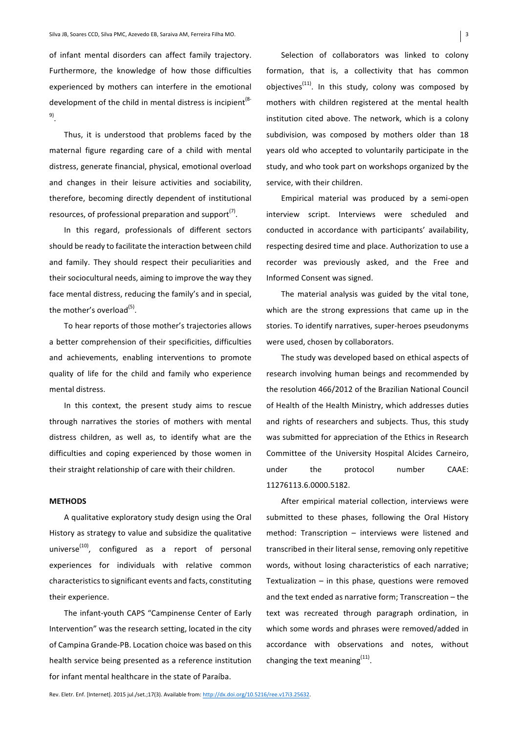of infant mental disorders can affect family trajectory. Furthermore, the knowledge of how those difficulties experienced by mothers can interfere in the emotional development of the child in mental distress is incipient[8-9].

Thus, it is understood that problems faced by the maternal figure regarding care of a child with mental distress, generate financial, physical, emotional overload and changes in their leisure activities and sociability, therefore, becoming directly dependent of institutional resources, of professional preparation and support[7].

In this regard, professionals of different sectors should be ready to facilitate the interaction between child and family. They should respect their peculiarities and their sociocultural needs, aiming to improve the way they face mental distress, reducing the family's and in special, the mother's overload[5].

To hear reports of those mother's trajectories allows a better comprehension of their specificities, difficulties and achievements, enabling interventions to promote quality of life for the child and family who experience mental distress.

In this context, the present study aims to rescue through narratives the stories of mothers with mental distress children, as well as, to identify what are the difficulties and coping experienced by those women in their straight relationship of care with their children.

## METHODS

A qualitative exploratory study design using the Oral History as strategy to value and subsidize the qualitative universe[10], configured as a report of personal experiences for individuals with relative common characteristics to significant events and facts, constituting their experience.

The infant-youth CAPS "Campinense Center of Early Intervention" was the research setting, located in the city of Campina Grande-PB. Location choice was based on this health service being presented as a reference institution for infant mental healthcare in the state of Paraíba.

Selection of collaborators was linked to colony formation, that is, a collectivity that has common objectives[11]. In this study, colony was composed by mothers with children registered at the mental health institution cited above. The network, which is a colony subdivision, was composed by mothers older than 18 years old who accepted to voluntarily participate in the study, and who took part on workshops organized by the service, with their children.

Empirical material was produced by a semi-open interview script. Interviews were scheduled and conducted in accordance with participants' availability, respecting desired time and place. Authorization to use a recorder was previously asked, and the Free and Informed Consent was signed.

The material analysis was guided by the vital tone, which are the strong expressions that came up in the stories. To identify narratives, super-heroes pseudonyms were used, chosen by collaborators.

The study was developed based on ethical aspects of research involving human beings and recommended by the resolution 466/2012 of the Brazilian National Council of Health of the Health Ministry, which addresses duties and rights of researchers and subjects. Thus, this study was submitted for appreciation of the Ethics in Research Committee of the University Hospital Alcides Carneiro, under the protocol number CAAE: 11276113.6.0000.5182.

After empirical material collection, interviews were submitted to these phases, following the Oral History method: Transcription – interviews were listened and transcribed in their literal sense, removing only repetitive words, without losing characteristics of each narrative; Textualization – in this phase, questions were removed and the text ended as narrative form; Transcreation – the text was recreated through paragraph ordination, in which some words and phrases were removed/added in accordance with observations and notes, without changing the text meaning[11].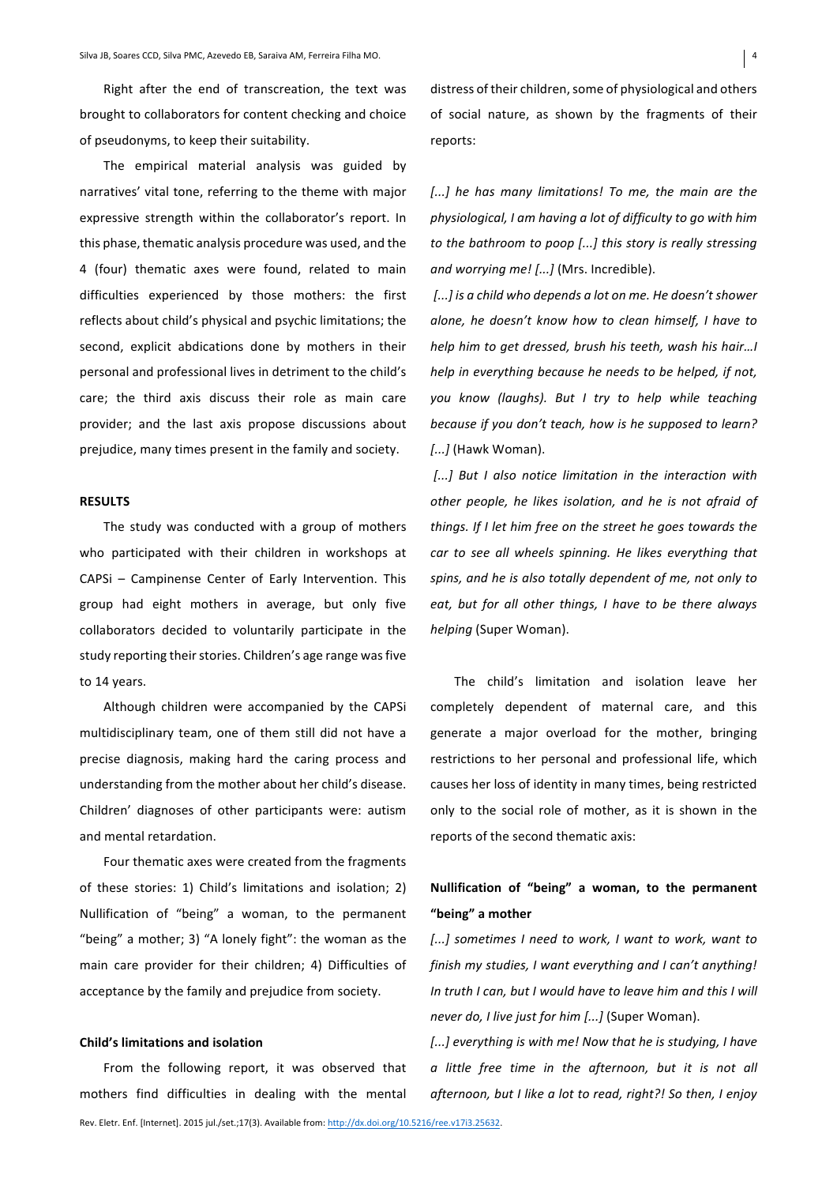Right after the end of transcreation, the text was brought to collaborators for content checking and choice of pseudonyms, to keep their suitability.

The empirical material analysis was guided by narratives' vital tone, referring to the theme with major expressive strength within the collaborator's report. In this phase, thematic analysis procedure was used, and the 4 (four) thematic axes were found, related to main difficulties experienced by those mothers: the first reflects about child's physical and psychic limitations; the second, explicit abdications done by mothers in their personal and professional lives in detriment to the child's care; the third axis discuss their role as main care provider; and the last axis propose discussions about prejudice, many times present in the family and society.

## RESULTS

The study was conducted with a group of mothers who participated with their children in workshops at CAPSi – Campinense Center of Early Intervention. This group had eight mothers in average, but only five collaborators decided to voluntarily participate in the study reporting their stories. Children's age range was five to 14 years.

Although children were accompanied by the CAPSi multidisciplinary team, one of them still did not have a precise diagnosis, making hard the caring process and understanding from the mother about her child's disease. Children' diagnoses of other participants were: autism and mental retardation.

Four thematic axes were created from the fragments of these stories: 1) Child's limitations and isolation; 2) Nullification of "being" a woman, to the permanent "being" a mother; 3) "A lonely fight": the woman as the main care provider for their children; 4) Difficulties of acceptance by the family and prejudice from society.

### Child's limitations and isolation

From the following report, it was observed that mothers find difficulties in dealing with the mental distress of their children, some of physiological and others of social nature, as shown by the fragments of their reports:

*[...] he has many limitations! To me, the main are the physiological, I am having a lot of difficulty to go with him to the bathroom to poop [...] this story is really stressing and worrying me! [...]* (Mrs. Incredible).

*[...] is a child who depends a lot on me. He doesn't shower alone, he doesn't know how to clean himself, I have to help him to get dressed, brush his teeth, wash his hair…I help in everything because he needs to be helped, if not, you know (laughs). But I try to help while teaching because if you don't teach, how is he supposed to learn? [...]* (Hawk Woman).

*[...] But I also notice limitation in the interaction with other people, he likes isolation, and he is not afraid of things. If I let him free on the street he goes towards the car to see all wheels spinning. He likes everything that spins, and he is also totally dependent of me, not only to eat, but for all other things, I have to be there always helping* (Super Woman).

The child's limitation and isolation leave her completely dependent of maternal care, and this generate a major overload for the mother, bringing restrictions to her personal and professional life, which causes her loss of identity in many times, being restricted only to the social role of mother, as it is shown in the reports of the second thematic axis:

### Nullification of "being" a woman, to the permanent "being" a mother

*[...] sometimes I need to work, I want to work, want to finish my studies, I want everything and I can't anything! In truth I can, but I would have to leave him and this I will never do, I live just for him [...]* (Super Woman).

*[...] everything is with me! Now that he is studying, I have a little free time in the afternoon, but it is not all afternoon, but I like a lot to read, right?! So then, I enjoy*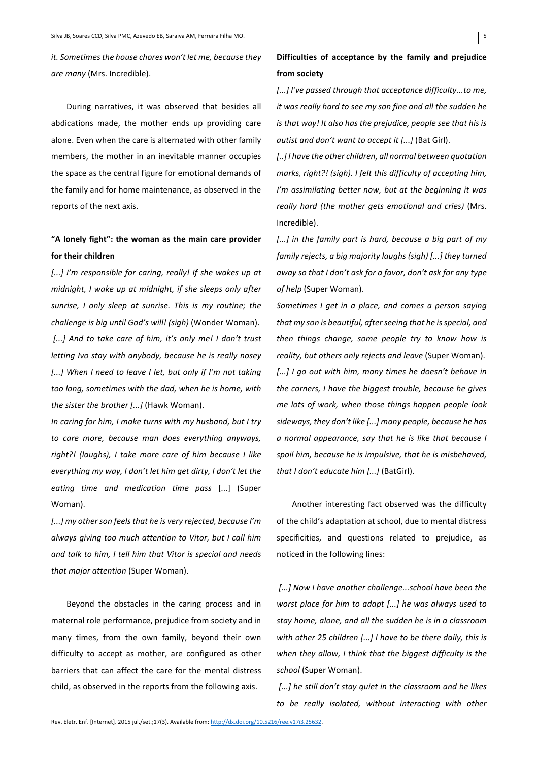*it. Sometimes the house chores won't let me, because they are many* (Mrs. Incredible).

During narratives, it was observed that besides all abdications made, the mother ends up providing care alone. Even when the care is alternated with other family members, the mother in an inevitable manner occupies the space as the central figure for emotional demands of the family and for home maintenance, as observed in the reports of the next axis.

**"A lonely fight": the woman as the main care provider for their children**

*[...] I'm responsible for caring, really! If she wakes up at midnight, I wake up at midnight, if she sleeps only after sunrise, I only sleep at sunrise. This is my routine; the challenge is big until God's will! (sigh)* (Wonder Woman).

*[...] And to take care of him, it's only me! I don't trust letting Ivo stay with anybody, because he is really nosey [...] When I need to leave I let, but only if I'm not taking too long, sometimes with the dad, when he is home, with the sister the brother [...]* (Hawk Woman).

*In caring for him, I make turns with my husband, but I try to care more, because man does everything anyways, right?! (laughs), I take more care of him because I like everything my way, I don't let him get dirty, I don't let the eating time and medication time pass* [...] (Super Woman).

*[...] my other son feels that he is very rejected, because I'm always giving too much attention to Vitor, but I call him and talk to him, I tell him that Vitor is special and needs that major attention* (Super Woman).

Beyond the obstacles in the caring process and in maternal role performance, prejudice from society and in many times, from the own family, beyond their own difficulty to accept as mother, are configured as other barriers that can affect the care for the mental distress child, as observed in the reports from the following axis.

**Difficulties of acceptance by the family and prejudice from society**

*[...] I've passed through that acceptance difficulty...to me, it was really hard to see my son fine and all the sudden he is that way! It also has the prejudice, people see that his is autist and don't want to accept it [...]* (Bat Girl).

*[..] I have the other children, all normal between quotation marks, right?! (sigh). I felt this difficulty of accepting him, I'm assimilating better now, but at the beginning it was really hard (the mother gets emotional and cries)* (Mrs. Incredible).

*[...] in the family part is hard, because a big part of my family rejects, a big majority laughs (sigh) [...] they turned away so that I don't ask for a favor, don't ask for any type of help* (Super Woman).

*Sometimes I get in a place, and comes a person saying that my son is beautiful, after seeing that he is special, and then things change, some people try to know how is reality, but others only rejects and leave* (Super Woman).

*[...] I go out with him, many times he doesn't behave in the corners, I have the biggest trouble, because he gives me lots of work, when those things happen people look sideways, they don't like [...] many people, because he has a normal appearance, say that he is like that because I spoil him, because he is impulsive, that he is misbehaved, that I don't educate him [...]* (BatGirl).

Another interesting fact observed was the difficulty of the child's adaptation at school, due to mental distress specificities, and questions related to prejudice, as noticed in the following lines:

*[...] Now I have another challenge...school have been the worst place for him to adapt [...] he was always used to stay home, alone, and all the sudden he is in a classroom with other 25 children [...] I have to be there daily, this is when they allow, I think that the biggest difficulty is the school* (Super Woman).

*[...] he still don't stay quiet in the classroom and he likes to be really isolated, without interacting with other*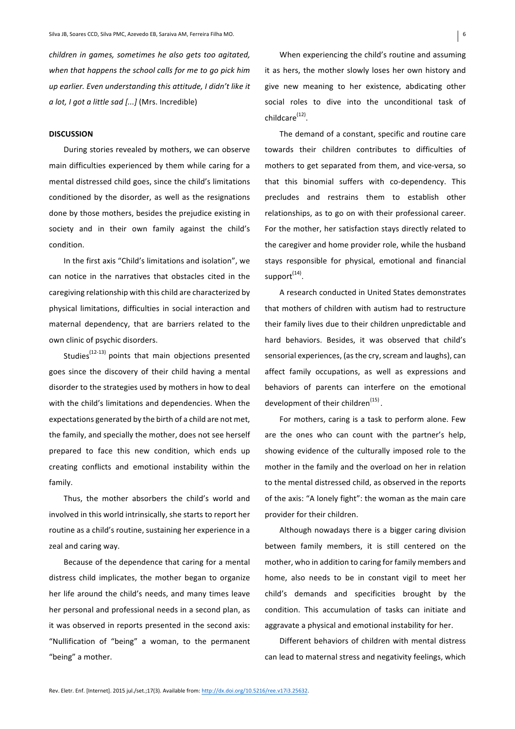*children in games, sometimes he also gets too agitated, when that happens the school calls for me to go pick him up earlier. Even understanding this attitude, I didn't like it a lot, I got a little sad [...]* (Mrs. Incredible)

## DISCUSSION

During stories revealed by mothers, we can observe main difficulties experienced by them while caring for a mental distressed child goes, since the child's limitations conditioned by the disorder, as well as the resignations done by those mothers, besides the prejudice existing in society and in their own family against the child's condition.

In the first axis "Child's limitations and isolation", we can notice in the narratives that obstacles cited in the caregiving relationship with this child are characterized by physical limitations, difficulties in social interaction and maternal dependency, that are barriers related to the own clinic of psychic disorders.

Studies[12-13] points that main objections presented goes since the discovery of their child having a mental disorder to the strategies used by mothers in how to deal with the child's limitations and dependencies. When the expectations generated by the birth of a child are not met, the family, and specially the mother, does not see herself prepared to face this new condition, which ends up creating conflicts and emotional instability within the family.

Thus, the mother absorbers the child's world and involved in this world intrinsically, she starts to report her routine as a child's routine, sustaining her experience in a zeal and caring way.

Because of the dependence that caring for a mental distress child implicates, the mother began to organize her life around the child's needs, and many times leave her personal and professional needs in a second plan, as it was observed in reports presented in the second axis: "Nullification of "being" a woman, to the permanent "being" a mother.

When experiencing the child's routine and assuming it as hers, the mother slowly loses her own history and give new meaning to her existence, abdicating other social roles to dive into the unconditional task of childcare[12].

The demand of a constant, specific and routine care towards their children contributes to difficulties of mothers to get separated from them, and vice-versa, so that this binomial suffers with co-dependency. This precludes and restrains them to establish other relationships, as to go on with their professional career. For the mother, her satisfaction stays directly related to the caregiver and home provider role, while the husband stays responsible for physical, emotional and financial support[14].

A research conducted in United States demonstrates that mothers of children with autism had to restructure their family lives due to their children unpredictable and hard behaviors. Besides, it was observed that child's sensorial experiences, (as the cry, scream and laughs), can affect family occupations, as well as expressions and behaviors of parents can interfere on the emotional development of their children[15].

For mothers, caring is a task to perform alone. Few are the ones who can count with the partner's help, showing evidence of the culturally imposed role to the mother in the family and the overload on her in relation to the mental distressed child, as observed in the reports of the axis: "A lonely fight": the woman as the main care provider for their children.

Although nowadays there is a bigger caring division between family members, it is still centered on the mother, who in addition to caring for family members and home, also needs to be in constant vigil to meet her child's demands and specificities brought by the condition. This accumulation of tasks can initiate and aggravate a physical and emotional instability for her.

Different behaviors of children with mental distress can lead to maternal stress and negativity feelings, which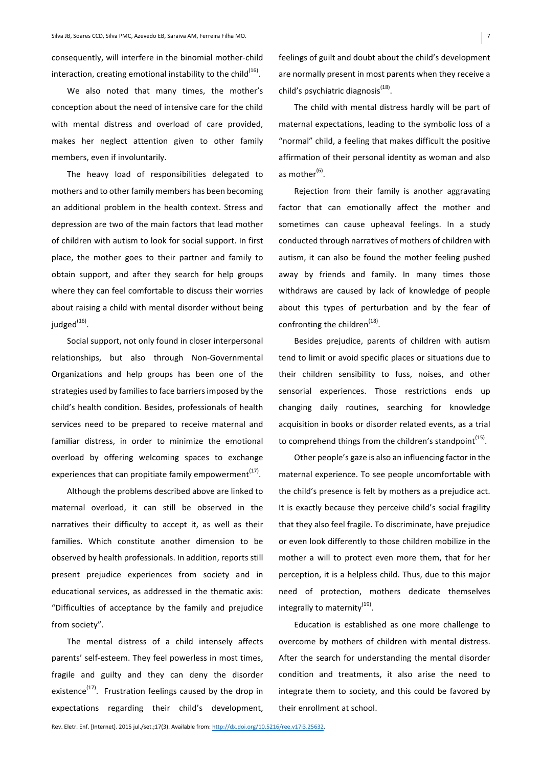consequently, will interfere in the binomial mother-child interaction, creating emotional instability to the child[16].

We also noted that many times, the mother's conception about the need of intensive care for the child with mental distress and overload of care provided, makes her neglect attention given to other family members, even if involuntarily.

The heavy load of responsibilities delegated to mothers and to other family members has been becoming an additional problem in the health context. Stress and depression are two of the main factors that lead mother of children with autism to look for social support. In first place, the mother goes to their partner and family to obtain support, and after they search for help groups where they can feel comfortable to discuss their worries about raising a child with mental disorder without being judged[16].

Social support, not only found in closer interpersonal relationships, but also through Non-Governmental Organizations and help groups has been one of the strategies used by families to face barriers imposed by the child's health condition. Besides, professionals of health services need to be prepared to receive maternal and familiar distress, in order to minimize the emotional overload by offering welcoming spaces to exchange experiences that can propitiate family empowerment[17].

Although the problems described above are linked to maternal overload, it can still be observed in the narratives their difficulty to accept it, as well as their families. Which constitute another dimension to be observed by health professionals. In addition, reports still present prejudice experiences from society and in educational services, as addressed in the thematic axis: "Difficulties of acceptance by the family and prejudice from society".

The mental distress of a child intensely affects parents' self-esteem. They feel powerless in most times, fragile and guilty and they can deny the disorder existence[17]. Frustration feelings caused by the drop in expectations regarding their child's development, feelings of guilt and doubt about the child's development are normally present in most parents when they receive a child's psychiatric diagnosis[18].

The child with mental distress hardly will be part of maternal expectations, leading to the symbolic loss of a "normal" child, a feeling that makes difficult the positive affirmation of their personal identity as woman and also as mother[6].

Rejection from their family is another aggravating factor that can emotionally affect the mother and sometimes can cause upheaval feelings. In a study conducted through narratives of mothers of children with autism, it can also be found the mother feeling pushed away by friends and family. In many times those withdraws are caused by lack of knowledge of people about this types of perturbation and by the fear of confronting the children[18].

Besides prejudice, parents of children with autism tend to limit or avoid specific places or situations due to their children sensibility to fuss, noises, and other sensorial experiences. Those restrictions ends up changing daily routines, searching for knowledge acquisition in books or disorder related events, as a trial to comprehend things from the children's standpoint[15].

Other people's gaze is also an influencing factor in the maternal experience. To see people uncomfortable with the child's presence is felt by mothers as a prejudice act. It is exactly because they perceive child's social fragility that they also feel fragile. To discriminate, have prejudice or even look differently to those children mobilize in the mother a will to protect even more them, that for her perception, it is a helpless child. Thus, due to this major need of protection, mothers dedicate themselves integrally to maternity[19].

Education is established as one more challenge to overcome by mothers of children with mental distress. After the search for understanding the mental disorder condition and treatments, it also arise the need to integrate them to society, and this could be favored by their enrollment at school.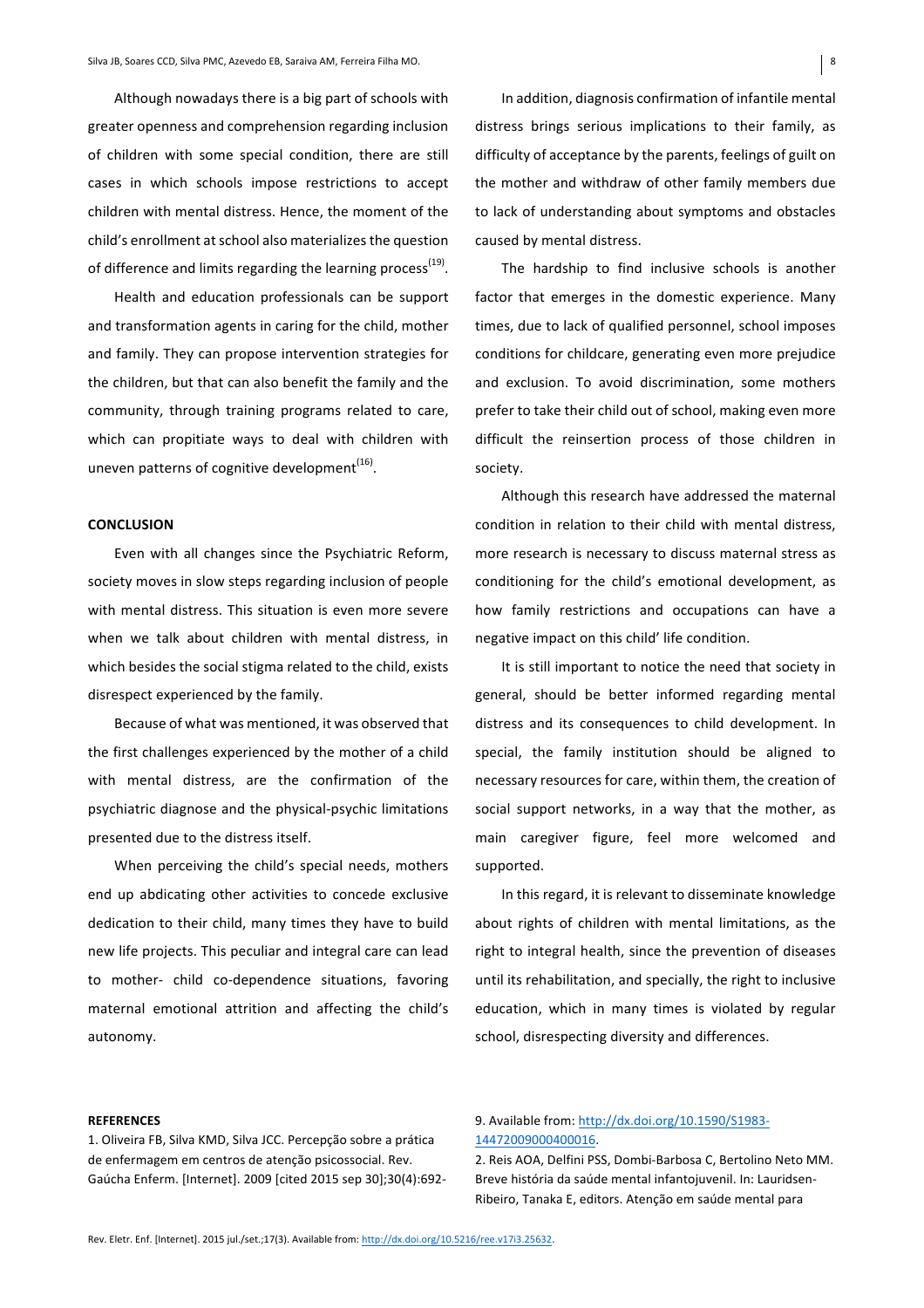Although nowadays there is a big part of schools with greater openness and comprehension regarding inclusion of children with some special condition, there are still cases in which schools impose restrictions to accept children with mental distress. Hence, the moment of the child's enrollment at school also materializes the question of difference and limits regarding the learning process[19].

Health and education professionals can be support and transformation agents in caring for the child, mother and family. They can propose intervention strategies for the children, but that can also benefit the family and the community, through training programs related to care, which can propitiate ways to deal with children with uneven patterns of cognitive development[16].

## CONCLUSION

Even with all changes since the Psychiatric Reform, society moves in slow steps regarding inclusion of people with mental distress. This situation is even more severe when we talk about children with mental distress, in which besides the social stigma related to the child, exists disrespect experienced by the family.

Because of what was mentioned, it was observed that the first challenges experienced by the mother of a child with mental distress, are the confirmation of the psychiatric diagnose and the physical-psychic limitations presented due to the distress itself.

When perceiving the child's special needs, mothers end up abdicating other activities to concede exclusive dedication to their child, many times they have to build new life projects. This peculiar and integral care can lead to mother- child co-dependence situations, favoring maternal emotional attrition and affecting the child's autonomy.

In addition, diagnosis confirmation of infantile mental distress brings serious implications to their family, as difficulty of acceptance by the parents, feelings of guilt on the mother and withdraw of other family members due to lack of understanding about symptoms and obstacles caused by mental distress.

The hardship to find inclusive schools is another factor that emerges in the domestic experience. Many times, due to lack of qualified personnel, school imposes conditions for childcare, generating even more prejudice and exclusion. To avoid discrimination, some mothers prefer to take their child out of school, making even more difficult the reinsertion process of those children in society.

Although this research have addressed the maternal condition in relation to their child with mental distress, more research is necessary to discuss maternal stress as conditioning for the child's emotional development, as how family restrictions and occupations can have a negative impact on this child' life condition.

It is still important to notice the need that society in general, should be better informed regarding mental distress and its consequences to child development. In special, the family institution should be aligned to necessary resources for care, within them, the creation of social support networks, in a way that the mother, as main caregiver figure, feel more welcomed and supported.

In this regard, it is relevant to disseminate knowledge about rights of children with mental limitations, as the right to integral health, since the prevention of diseases until its rehabilitation, and specially, the right to inclusive education, which in many times is violated by regular school, disrespecting diversity and differences.

#### REFERENCES

1. Oliveira FB, Silva KMD, Silva JCC. Percepção sobre a prática de enfermagem em centros de atenção psicossocial. Rev. Gaúcha Enferm. [Internet]. 2009 [cited 2015 sep 30];30(4):692-9. Available from: http://dx.doi.org/10.1590/S1983-14472009000400016.

2. Reis AOA, Delfini PSS, Dombi-Barbosa C, Bertolino Neto MM. Breve história da saúde mental infantojuvenil. In: Lauridsen-Ribeiro, Tanaka E, editors. Atenção em saúde mental para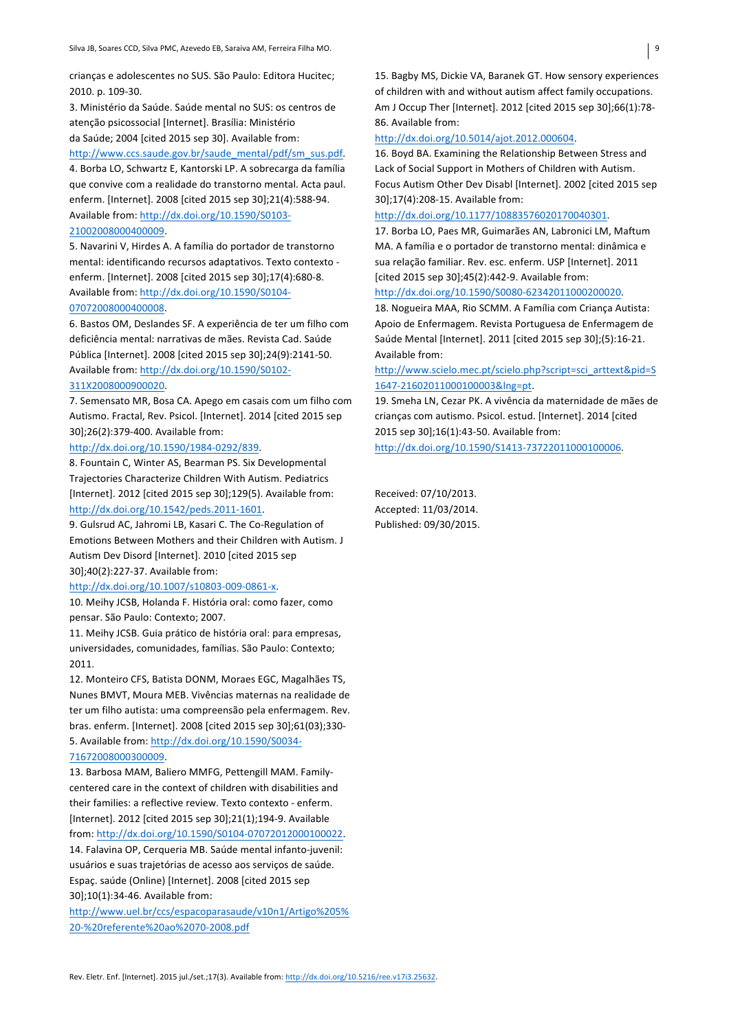crianças e adolescentes no SUS. São Paulo: Editora Hucitec; 2010. p. 109-30.

3. Ministério da Saúde. Saúde mental no SUS: os centros de atenção psicossocial [Internet]. Brasília: Ministério da Saúde; 2004 [cited 2015 sep 30]. Available from: http://www.ccs.saude.gov.br/saude_mental/pdf/sm_sus.pdf.

4. Borba LO, Schwartz E, Kantorski LP. A sobrecarga da família que convive com a realidade do transtorno mental. Acta paul. enferm. [Internet]. 2008 [cited 2015 sep 30];21(4):588-94. Available from: http://dx.doi.org/10.1590/S0103-21002008000400009.

5. Navarini V, Hirdes A. A família do portador de transtorno mental: identificando recursos adaptativos. Texto contexto - enferm. [Internet]. 2008 [cited 2015 sep 30];17(4):680-8. Available from: http://dx.doi.org/10.1590/S0104-07072008000400008.

6. Bastos OM, Deslandes SF. A experiência de ter um filho com deficiência mental: narrativas de mães. Revista Cad. Saúde Pública [Internet]. 2008 [cited 2015 sep 30];24(9):2141-50. Available from: http://dx.doi.org/10.1590/S0102-311X2008000900020.

7. Semensato MR, Bosa CA. Apego em casais com um filho com Autismo. Fractal, Rev. Psicol. [Internet]. 2014 [cited 2015 sep 30];26(2):379-400. Available from: http://dx.doi.org/10.1590/1984-0292/839.

8. Fountain C, Winter AS, Bearman PS. Six Developmental Trajectories Characterize Children With Autism. Pediatrics [Internet]. 2012 [cited 2015 sep 30];129(5). Available from: http://dx.doi.org/10.1542/peds.2011-1601.

9. Gulsrud AC, Jahromi LB, Kasari C. The Co-Regulation of Emotions Between Mothers and their Children with Autism. J Autism Dev Disord [Internet]. 2010 [cited 2015 sep 30];40(2):227-37. Available from: http://dx.doi.org/10.1007/s10803-009-0861-x.

10. Meihy JCSB, Holanda F. História oral: como fazer, como pensar. São Paulo: Contexto; 2007.

11. Meihy JCSB. Guia prático de história oral: para empresas, universidades, comunidades, famílias. São Paulo: Contexto; 2011.

12. Monteiro CFS, Batista DONM, Moraes EGC, Magalhães TS, Nunes BMVT, Moura MEB. Vivências maternas na realidade de ter um filho autista: uma compreensão pela enfermagem. Rev. bras. enferm. [Internet]. 2008 [cited 2015 sep 30];61(03);330-5. Available from: http://dx.doi.org/10.1590/S0034-71672008000300009.

13. Barbosa MAM, Baliero MMFG, Pettengill MAM. Family-centered care in the context of children with disabilities and their families: a reflective review. Texto contexto - enferm. [Internet]. 2012 [cited 2015 sep 30];21(1);194-9. Available from: http://dx.doi.org/10.1590/S0104-07072012000100022.

14. Falavina OP, Cerqueria MB. Saúde mental infanto-juvenil: usuários e suas trajetórias de acesso aos serviços de saúde. Espaç. saúde (Online) [Internet]. 2008 [cited 2015 sep 30];10(1):34-46. Available from: http://www.uel.br/ccs/espacoparasaude/v10n1/Artigo%205%20-%20referente%20ao%2070-2008.pdf

15. Bagby MS, Dickie VA, Baranek GT. How sensory experiences of children with and without autism affect family occupations. Am J Occup Ther [Internet]. 2012 [cited 2015 sep 30];66(1):78-86. Available from: http://dx.doi.org/10.5014/ajot.2012.000604.

16. Boyd BA. Examining the Relationship Between Stress and Lack of Social Support in Mothers of Children with Autism. Focus Autism Other Dev Disabl [Internet]. 2002 [cited 2015 sep 30];17(4):208-15. Available from: http://dx.doi.org/10.1177/10883576020170040301.

17. Borba LO, Paes MR, Guimarães AN, Labronici LM, Maftum MA. A família e o portador de transtorno mental: dinâmica e sua relação familiar. Rev. esc. enferm. USP [Internet]. 2011 [cited 2015 sep 30];45(2):442-9. Available from: http://dx.doi.org/10.1590/S0080-62342011000200020.

18. Nogueira MAA, Rio SCMM. A Família com Criança Autista: Apoio de Enfermagem. Revista Portuguesa de Enfermagem de Saúde Mental [Internet]. 2011 [cited 2015 sep 30];(5):16-21. Available from: http://www.scielo.mec.pt/scielo.php?script=sci_arttext&pid=S1647-21602011000100003&lng=pt.

19. Smeha LN, Cezar PK. A vivência da maternidade de mães de crianças com autismo. Psicol. estud. [Internet]. 2014 [cited 2015 sep 30];16(1):43-50. Available from: http://dx.doi.org/10.1590/S1413-73722011000100006.

Received: 07/10/2013.
Accepted: 11/03/2014.
Published: 09/30/2015.